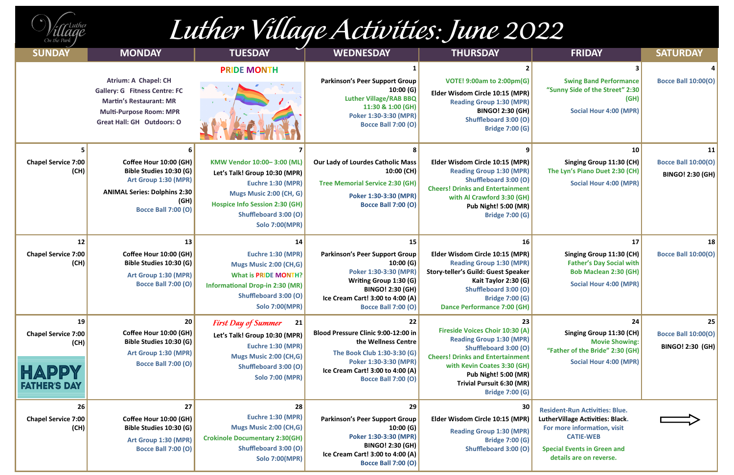# Luther Village Activities: June 2022

| SUNDAY | MONDAY | TUESDAY | WEDNESDAY | THURSDAY | FRIDAY | SATURDAY |
|---|---|---|---|---|---|---|
| | Atrium: A Chapel: CH<br>Gallery: G Fitness Centre: FC<br>Martin's Restaurant: MR<br>Multi-Purpose Room: MPR<br>Great Hall: GH Outdoors: O | PRIDE MONTH | **1**<br>Parkinson's Peer Support Group 10:00 (G)<br>Luther Village/RAB BBQ 11:30 & 1:00 (GH)<br>Poker 1:30-3:30 (MPR)<br>Bocce Ball 7:00 (O) | **2**<br>VOTE! 9:00am to 2:00pm(G)<br>Elder Wisdom Circle 10:15 (MPR)<br>Reading Group 1:30 (MPR)<br>BINGO! 2:30 (GH)<br>Shuffleboard 3:00 (O)<br>Bridge 7:00 (G) | **3**<br>Swing Band Performance "Sunny Side of the Street" 2:30 (GH)<br>Social Hour 4:00 (MPR) | **4**<br>Bocce Ball 10:00(O) |
| **5**<br>Chapel Service 7:00 (CH) | **6**<br>Coffee Hour 10:00 (GH)<br>Bible Studies 10:30 (G)<br>Art Group 1:30 (MPR)<br>ANIMAL Series: Dolphins 2:30 (GH)<br>Bocce Ball 7:00 (O) | **7**<br>KMW Vendor 10:00– 3:00 (ML)<br>Let's Talk! Group 10:30 (MPR)<br>Euchre 1:30 (MPR)<br>Mugs Music 2:00 (CH, G)<br>Hospice Info Session 2:30 (GH)<br>Shuffleboard 3:00 (O)<br>Solo 7:00(MPR) | **8**<br>Our Lady of Lourdes Catholic Mass 10:00 (CH)<br>Tree Memorial Service 2:30 (GH)<br>Poker 1:30-3:30 (MPR)<br>Bocce Ball 7:00 (O) | **9**<br>Elder Wisdom Circle 10:15 (MPR)<br>Reading Group 1:30 (MPR)<br>Shuffleboard 3:00 (O)<br>Cheers! Drinks and Entertainment with Al Crawford 3:30 (GH)<br>Pub Night! 5:00 (MR)<br>Bridge 7:00 (G) | **10**<br>Singing Group 11:30 (CH)<br>The Lyn's Piano Duet 2:30 (CH)<br>Social Hour 4:00 (MPR) | **11**<br>Bocce Ball 10:00(O)<br>BINGO! 2:30 (GH) |
| **12**<br>Chapel Service 7:00 (CH) | **13**<br>Coffee Hour 10:00 (GH)<br>Bible Studies 10:30 (G)<br>Art Group 1:30 (MPR)<br>Bocce Ball 7:00 (O) | **14**<br>Euchre 1:30 (MPR)<br>Mugs Music 2:00 (CH,G)<br>What is PRIDE MONTH? Informational Drop-in 2:30 (MR)<br>Shuffleboard 3:00 (O)<br>Solo 7:00(MPR) | **15**<br>Parkinson's Peer Support Group 10:00 (G)<br>Poker 1:30-3:30 (MPR)<br>Writing Group 1:30 (G)<br>BINGO! 2:30 (GH)<br>Ice Cream Cart! 3:00 to 4:00 (A)<br>Bocce Ball 7:00 (O) | **16**<br>Elder Wisdom Circle 10:15 (MPR)<br>Reading Group 1:30 (MPR)<br>Story-teller's Guild: Guest Speaker Kait Taylor 2:30 (G)<br>Shuffleboard 3:00 (O)<br>Bridge 7:00 (G)<br>Dance Performance 7:00 (GH) | **17**<br>Singing Group 11:30 (CH)<br>Father's Day Social with Bob Maclean 2:30 (GH)<br>Social Hour 4:00 (MPR) | **18**<br>Bocce Ball 10:00(O) |
| **19**<br>Chapel Service 7:00 (CH)<br>HAPPY FATHER'S DAY | **20**<br>Coffee Hour 10:00 (GH)<br>Bible Studies 10:30 (G)<br>Art Group 1:30 (MPR)<br>Bocce Ball 7:00 (O) | *First Day of Summer* **21**<br>Let's Talk! Group 10:30 (MPR)<br>Euchre 1:30 (MPR)<br>Mugs Music 2:00 (CH,G)<br>Shuffleboard 3:00 (O)<br>Solo 7:00 (MPR) | **22**<br>Blood Pressure Clinic 9:00-12:00 in the Wellness Centre<br>The Book Club 1:30-3:30 (G)<br>Poker 1:30-3:30 (MPR)<br>Ice Cream Cart! 3:00 to 4:00 (A)<br>Bocce Ball 7:00 (O) | **23**<br>Fireside Voices Choir 10:30 (A)<br>Reading Group 1:30 (MPR)<br>Shuffleboard 3:00 (O)<br>Cheers! Drinks and Entertainment with Kevin Coates 3:30 (GH)<br>Pub Night! 5:00 (MR)<br>Trivial Pursuit 6:30 (MR)<br>Bridge 7:00 (G) | **24**<br>Singing Group 11:30 (CH)<br>Movie Showing: "Father of the Bride" 2:30 (GH)<br>Social Hour 4:00 (MPR) | **25**<br>Bocce Ball 10:00(O)<br>BINGO! 2:30 (GH) |
| **26**<br>Chapel Service 7:00 (CH) | **27**<br>Coffee Hour 10:00 (GH)<br>Bible Studies 10:30 (G)<br>Art Group 1:30 (MPR)<br>Bocce Ball 7:00 (O) | **28**<br>Euchre 1:30 (MPR)<br>Mugs Music 2:00 (CH,G)<br>Crokinole Documentary 2:30(GH)<br>Shuffleboard 3:00 (O)<br>Solo 7:00(MPR) | **29**<br>Parkinson's Peer Support Group 10:00 (G)<br>Poker 1:30-3:30 (MPR)<br>BINGO! 2:30 (GH)<br>Ice Cream Cart! 3:00 to 4:00 (A)<br>Bocce Ball 7:00 (O) | **30**<br>Elder Wisdom Circle 10:15 (MPR)<br>Reading Group 1:30 (MPR)<br>Bridge 7:00 (G)<br>Shuffleboard 3:00 (O) | Resident-Run Activities: Blue.<br>LutherVillage Activities: Black.<br>For more information, visit CATIE-WEB<br>Special Events in Green and details are on reverse. | ⇨ |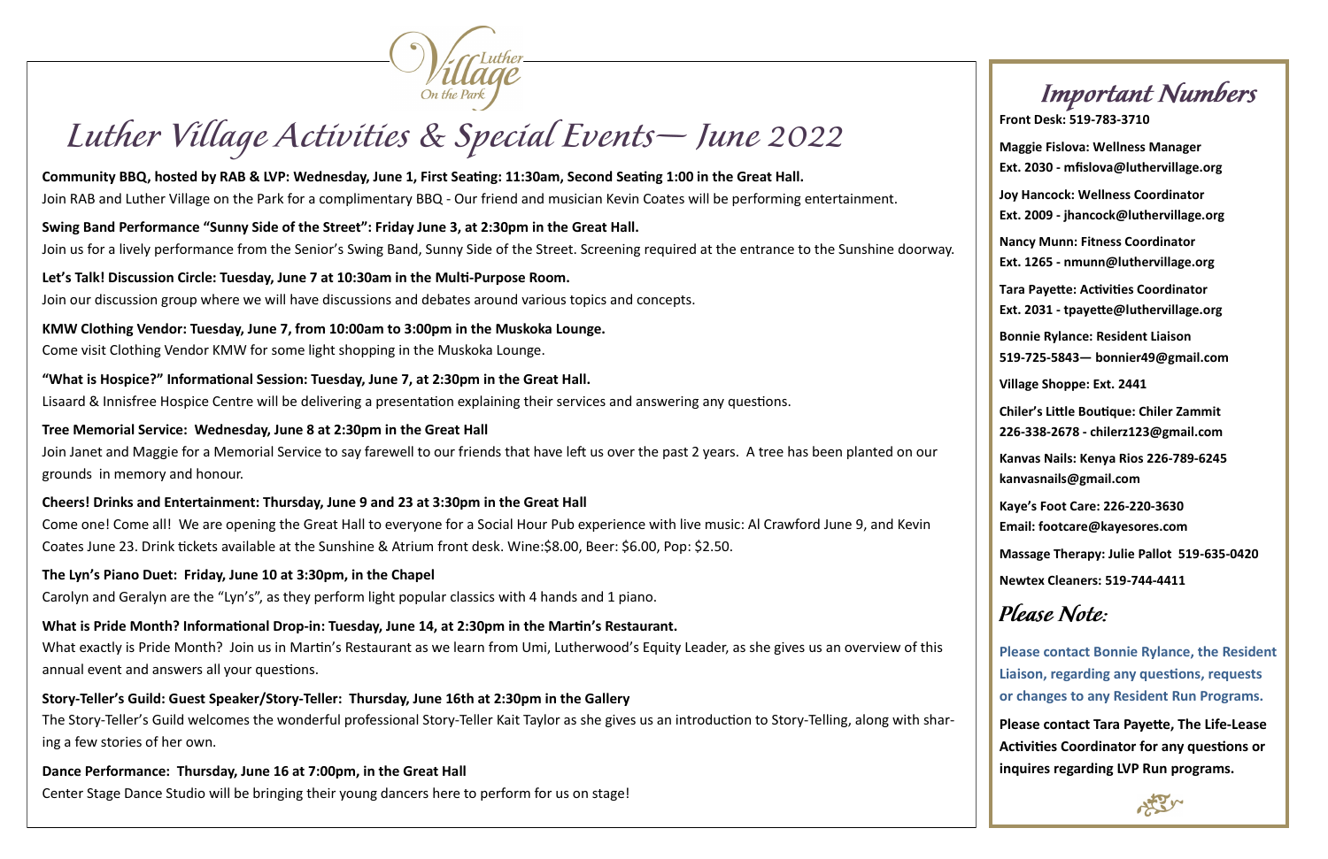# Luther Village Activities & Special Events— June 2022

**Community BBQ, hosted by RAB & LVP: Wednesday, June 1, First Seating: 11:30am, Second Seating 1:00 in the Great Hall.**
Join RAB and Luther Village on the Park for a complimentary BBQ - Our friend and musician Kevin Coates will be performing entertainment.

**Swing Band Performance "Sunny Side of the Street": Friday June 3, at 2:30pm in the Great Hall.**
Join us for a lively performance from the Senior's Swing Band, Sunny Side of the Street. Screening required at the entrance to the Sunshine doorway.

**Let's Talk! Discussion Circle: Tuesday, June 7 at 10:30am in the Multi-Purpose Room.**
Join our discussion group where we will have discussions and debates around various topics and concepts.

**KMW Clothing Vendor: Tuesday, June 7, from 10:00am to 3:00pm in the Muskoka Lounge.**
Come visit Clothing Vendor KMW for some light shopping in the Muskoka Lounge.

**"What is Hospice?" Informational Session: Tuesday, June 7, at 2:30pm in the Great Hall.**
Lisaard & Innisfree Hospice Centre will be delivering a presentation explaining their services and answering any questions.

**Tree Memorial Service: Wednesday, June 8 at 2:30pm in the Great Hall**
Join Janet and Maggie for a Memorial Service to say farewell to our friends that have left us over the past 2 years. A tree has been planted on our grounds in memory and honour.

**Cheers! Drinks and Entertainment: Thursday, June 9 and 23 at 3:30pm in the Great Hall**
Come one! Come all! We are opening the Great Hall to everyone for a Social Hour Pub experience with live music: Al Crawford June 9, and Kevin Coates June 23. Drink tickets available at the Sunshine & Atrium front desk. Wine:$8.00, Beer: $6.00, Pop: $2.50.

**The Lyn's Piano Duet: Friday, June 10 at 3:30pm, in the Chapel**
Carolyn and Geralyn are the "Lyn's", as they perform light popular classics with 4 hands and 1 piano.

**What is Pride Month? Informational Drop-in: Tuesday, June 14, at 2:30pm in the Martin's Restaurant.**
What exactly is Pride Month? Join us in Martin's Restaurant as we learn from Umi, Lutherwood's Equity Leader, as she gives us an overview of this annual event and answers all your questions.

**Story-Teller's Guild: Guest Speaker/Story-Teller: Thursday, June 16th at 2:30pm in the Gallery**
The Story-Teller's Guild welcomes the wonderful professional Story-Teller Kait Taylor as she gives us an introduction to Story-Telling, along with sharing a few stories of her own.

**Dance Performance: Thursday, June 16 at 7:00pm, in the Great Hall**
Center Stage Dance Studio will be bringing their young dancers here to perform for us on stage!

## Important Numbers

**Front Desk: 519-783-3710**

**Maggie Fislova: Wellness Manager**
**Ext. 2030 - mfislova@luthervillage.org**

**Joy Hancock: Wellness Coordinator**
**Ext. 2009 - jhancock@luthervillage.org**

**Nancy Munn: Fitness Coordinator**
**Ext. 1265 - nmunn@luthervillage.org**

**Tara Payette: Activities Coordinator**
**Ext. 2031 - tpayette@luthervillage.org**

**Bonnie Rylance: Resident Liaison**
**519-725-5843— bonnier49@gmail.com**

**Village Shoppe: Ext. 2441**

**Chiler's Little Boutique: Chiler Zammit**
**226-338-2678 - chilerz123@gmail.com**

**Kanvas Nails: Kenya Rios 226-789-6245**
**kanvasnails@gmail.com**

**Kaye's Foot Care: 226-220-3630**
**Email: footcare@kayesores.com**

**Massage Therapy: Julie Pallot 519-635-0420**

**Newtex Cleaners: 519-744-4411**

## Please Note:

**Please contact Bonnie Rylance, the Resident Liaison, regarding any questions, requests or changes to any Resident Run Programs.**

**Please contact Tara Payette, The Life-Lease Activities Coordinator for any questions or inquires regarding LVP Run programs.**